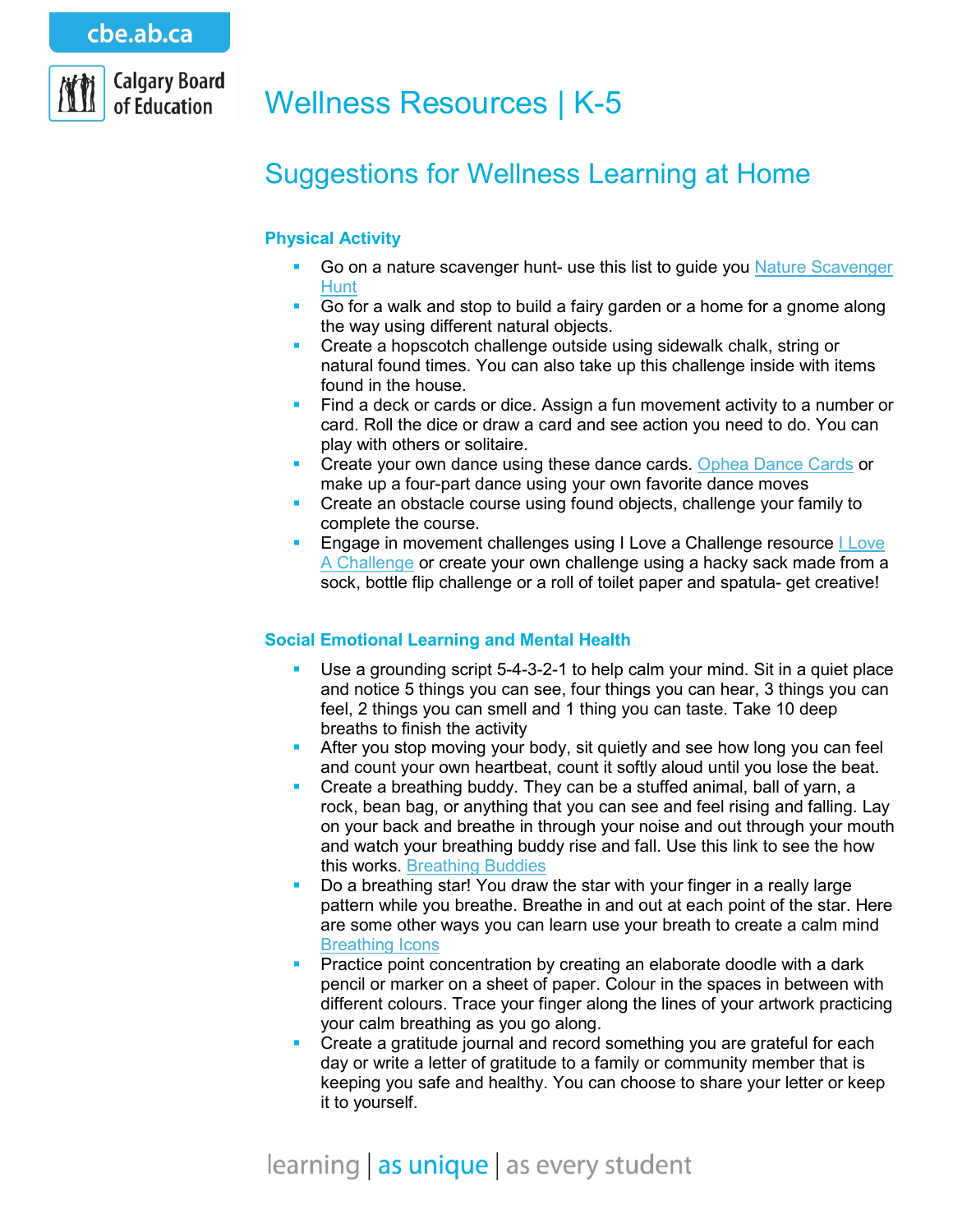cbe.ab.ca

Calgary Board of Education

# Wellness Resources | K-5

## Suggestions for Wellness Learning at Home

### Physical Activity

- Go on a nature scavenger hunt- use this list to guide you Nature Scavenger Hunt
- Go for a walk and stop to build a fairy garden or a home for a gnome along the way using different natural objects.
- Create a hopscotch challenge outside using sidewalk chalk, string or natural found times. You can also take up this challenge inside with items found in the house.
- Find a deck or cards or dice. Assign a fun movement activity to a number or card. Roll the dice or draw a card and see action you need to do. You can play with others or solitaire.
- Create your own dance using these dance cards. Ophea Dance Cards or make up a four-part dance using your own favorite dance moves
- Create an obstacle course using found objects, challenge your family to complete the course.
- Engage in movement challenges using I Love a Challenge resource I Love A Challenge or create your own challenge using a hacky sack made from a sock, bottle flip challenge or a roll of toilet paper and spatula- get creative!

### Social Emotional Learning and Mental Health

- Use a grounding script 5-4-3-2-1 to help calm your mind. Sit in a quiet place and notice 5 things you can see, four things you can hear, 3 things you can feel, 2 things you can smell and 1 thing you can taste. Take 10 deep breaths to finish the activity
- After you stop moving your body, sit quietly and see how long you can feel and count your own heartbeat, count it softly aloud until you lose the beat.
- Create a breathing buddy. They can be a stuffed animal, ball of yarn, a rock, bean bag, or anything that you can see and feel rising and falling. Lay on your back and breathe in through your noise and out through your mouth and watch your breathing buddy rise and fall. Use this link to see the how this works. Breathing Buddies
- Do a breathing star! You draw the star with your finger in a really large pattern while you breathe. Breathe in and out at each point of the star. Here are some other ways you can learn use your breath to create a calm mind Breathing Icons
- Practice point concentration by creating an elaborate doodle with a dark pencil or marker on a sheet of paper. Colour in the spaces in between with different colours. Trace your finger along the lines of your artwork practicing your calm breathing as you go along.
- Create a gratitude journal and record something you are grateful for each day or write a letter of gratitude to a family or community member that is keeping you safe and healthy. You can choose to share your letter or keep it to yourself.

learning | as unique | as every student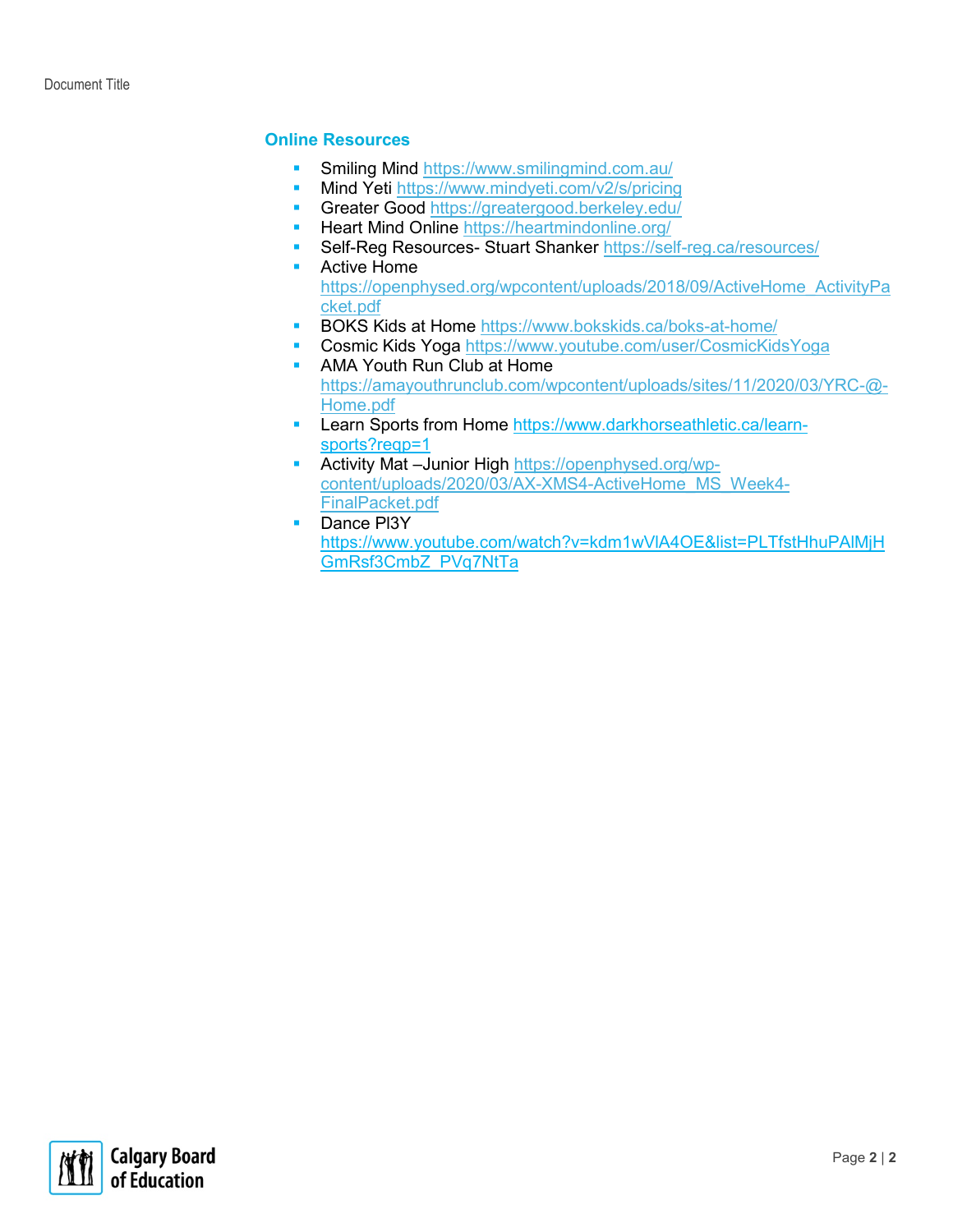## Online Resources

- Smiling Mind https://www.smilingmind.com.au/
- Mind Yeti https://www.mindyeti.com/v2/s/pricing
- Greater Good https://greatergood.berkeley.edu/
- Heart Mind Online https://heartmindonline.org/
- Self-Reg Resources- Stuart Shanker https://self-reg.ca/resources/
- Active Home https://openphysed.org/wpcontent/uploads/2018/09/ActiveHome_ActivityPacket.pdf
- BOKS Kids at Home https://www.bokskids.ca/boks-at-home/
- Cosmic Kids Yoga https://www.youtube.com/user/CosmicKidsYoga
- AMA Youth Run Club at Home https://amayouthrunclub.com/wpcontent/uploads/sites/11/2020/03/YRC-@-Home.pdf
- Learn Sports from Home https://www.darkhorseathletic.ca/learn-sports?reqp=1
- Activity Mat –Junior High https://openphysed.org/wp-content/uploads/2020/03/AX-XMS4-ActiveHome_MS_Week4-FinalPacket.pdf
- Dance Pl3Y https://www.youtube.com/watch?v=kdm1wVlA4OE&list=PLTfstHhuPAlMjHGmRsf3CmbZ_PVq7NtTa